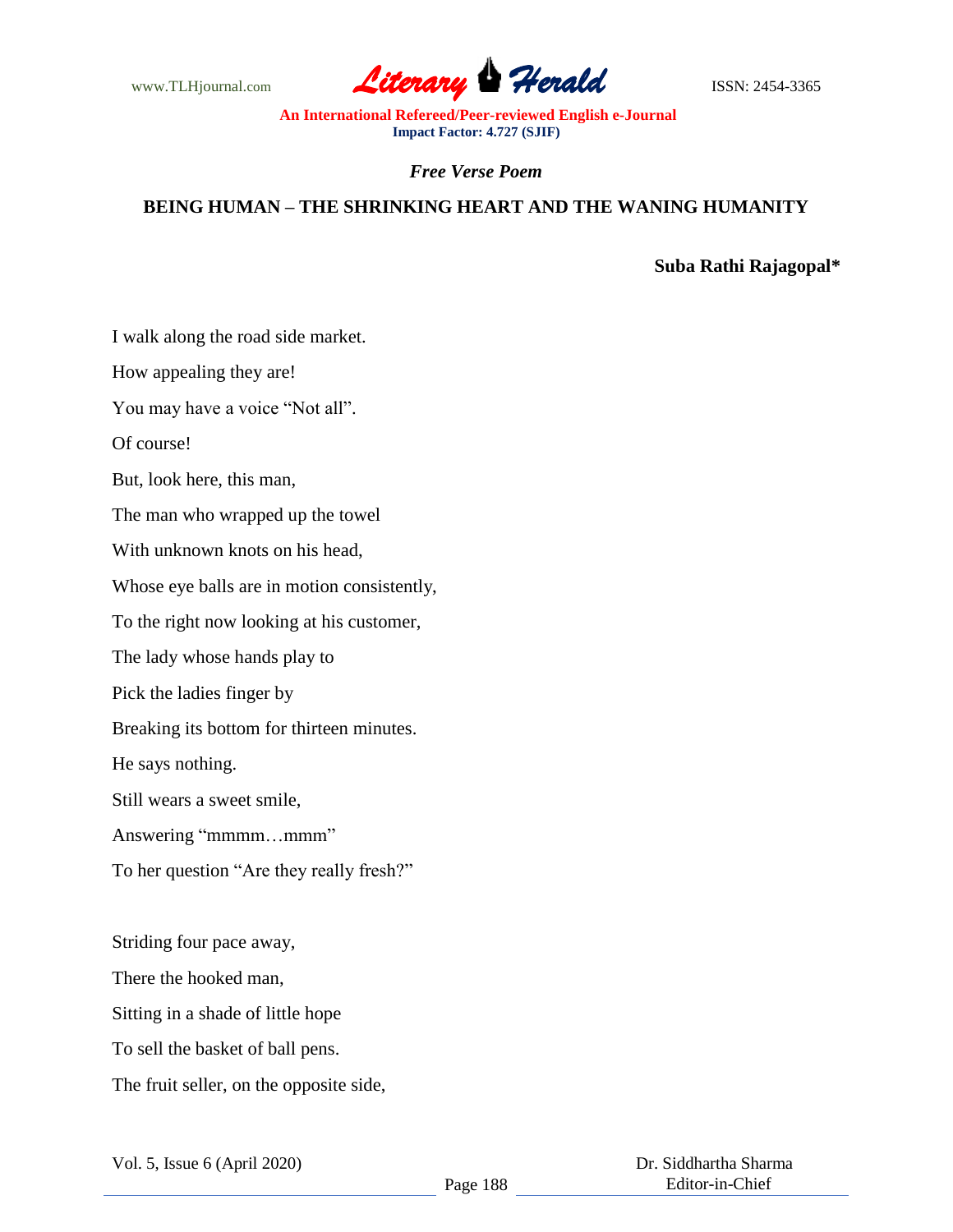*Free Verse Poem*

## BEING HUMAN – THE SHRINKING HEART AND THE WANING HUMANITY

**Suba Rathi Rajagopal***

I walk along the road side market.

How appealing they are!

You may have a voice "Not all".

Of course!

But, look here, this man,

The man who wrapped up the towel

With unknown knots on his head,

Whose eye balls are in motion consistently,

To the right now looking at his customer,

The lady whose hands play to

Pick the ladies finger by

Breaking its bottom for thirteen minutes.

He says nothing.

Still wears a sweet smile,

Answering "mmmm…mmm"

To her question "Are they really fresh?"

Striding four pace away,

There the hooked man,

Sitting in a shade of little hope

To sell the basket of ball pens.

The fruit seller, on the opposite side,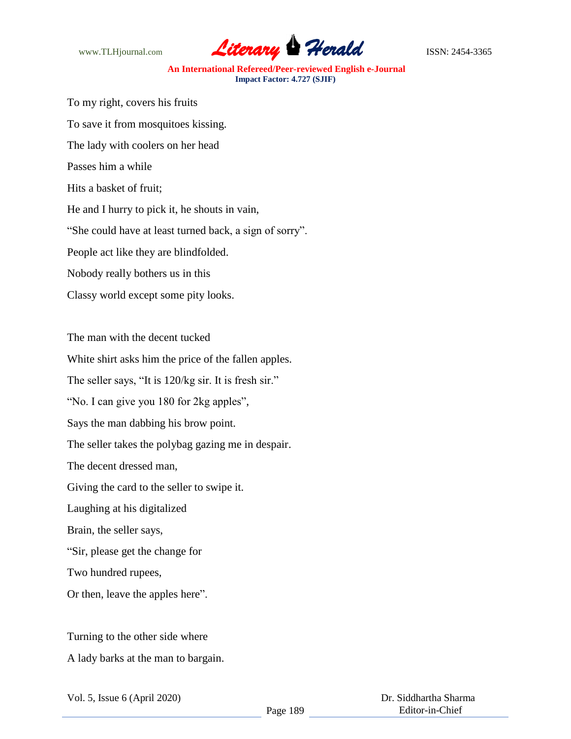To my right, covers his fruits

To save it from mosquitoes kissing.

The lady with coolers on her head

Passes him a while

Hits a basket of fruit;

He and I hurry to pick it, he shouts in vain,

"She could have at least turned back, a sign of sorry".

People act like they are blindfolded.

Nobody really bothers us in this

Classy world except some pity looks.

The man with the decent tucked

White shirt asks him the price of the fallen apples.

The seller says, "It is 120/kg sir. It is fresh sir."

"No. I can give you 180 for 2kg apples",

Says the man dabbing his brow point.

The seller takes the polybag gazing me in despair.

The decent dressed man,

Giving the card to the seller to swipe it.

Laughing at his digitalized

Brain, the seller says,

"Sir, please get the change for

Two hundred rupees,

Or then, leave the apples here".

Turning to the other side where

A lady barks at the man to bargain.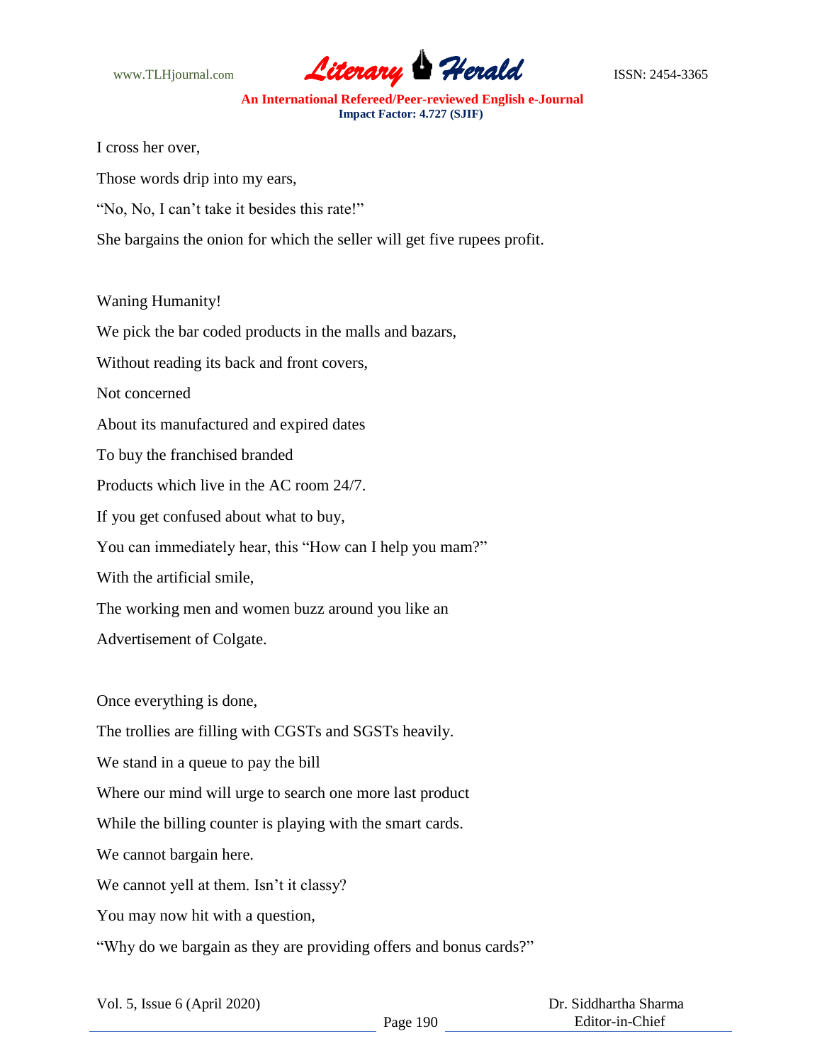I cross her over,

Those words drip into my ears,

"No, No, I can't take it besides this rate!"

She bargains the onion for which the seller will get five rupees profit.

Waning Humanity!

We pick the bar coded products in the malls and bazars,

Without reading its back and front covers,

Not concerned

About its manufactured and expired dates

To buy the franchised branded

Products which live in the AC room 24/7.

If you get confused about what to buy,

You can immediately hear, this "How can I help you mam?"

With the artificial smile,

The working men and women buzz around you like an

Advertisement of Colgate.

Once everything is done,

The trollies are filling with CGSTs and SGSTs heavily.

We stand in a queue to pay the bill

Where our mind will urge to search one more last product

While the billing counter is playing with the smart cards.

We cannot bargain here.

We cannot yell at them. Isn't it classy?

You may now hit with a question,

"Why do we bargain as they are providing offers and bonus cards?"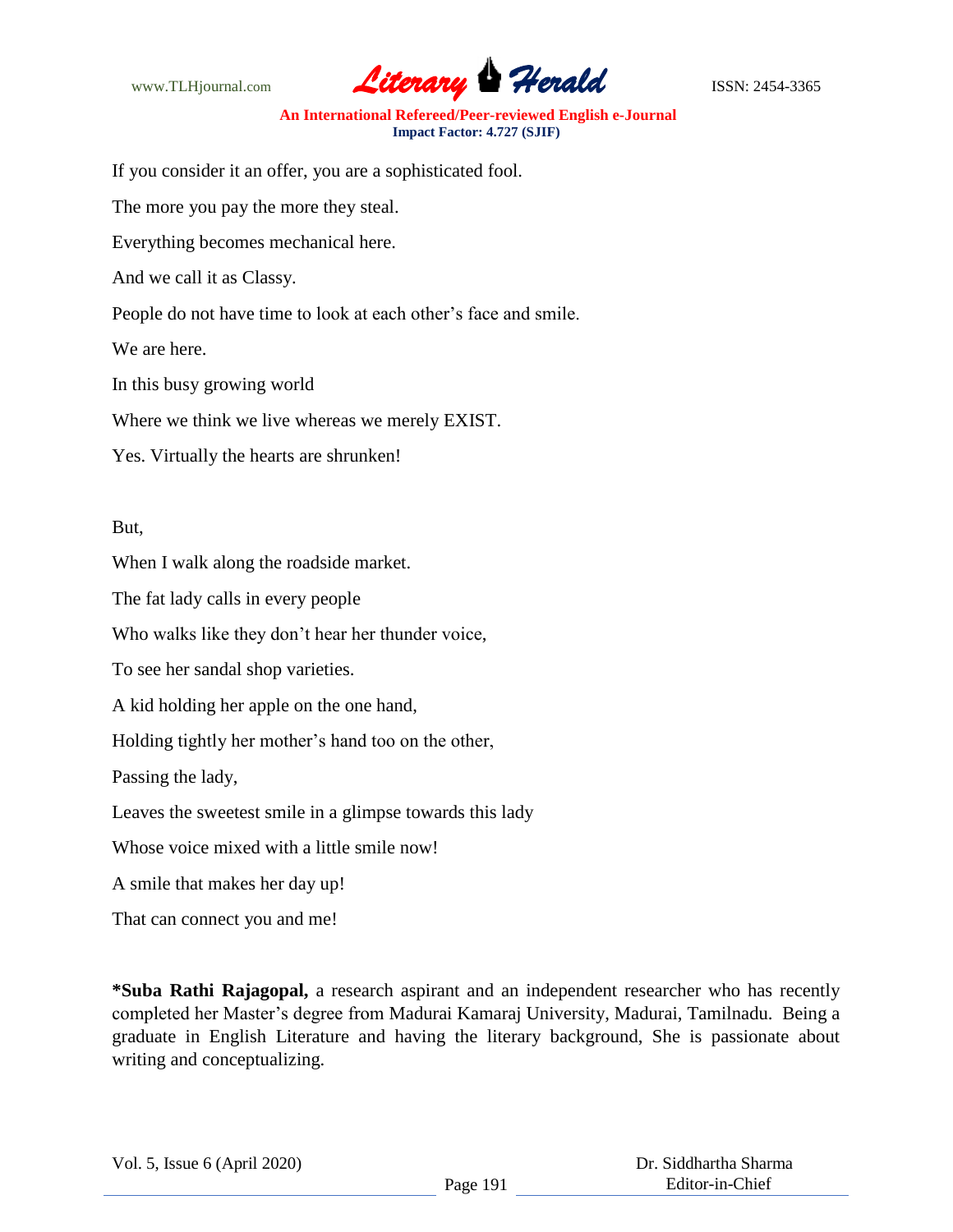If you consider it an offer, you are a sophisticated fool.

The more you pay the more they steal.

Everything becomes mechanical here.

And we call it as Classy.

People do not have time to look at each other's face and smile.

We are here.

In this busy growing world

Where we think we live whereas we merely EXIST.

Yes. Virtually the hearts are shrunken!

But,

When I walk along the roadside market.

The fat lady calls in every people

Who walks like they don't hear her thunder voice,

To see her sandal shop varieties.

A kid holding her apple on the one hand,

Holding tightly her mother's hand too on the other,

Passing the lady,

Leaves the sweetest smile in a glimpse towards this lady

Whose voice mixed with a little smile now!

A smile that makes her day up!

That can connect you and me!

***Suba Rathi Rajagopal,** a research aspirant and an independent researcher who has recently completed her Master's degree from Madurai Kamaraj University, Madurai, Tamilnadu. Being a graduate in English Literature and having the literary background, She is passionate about writing and conceptualizing.